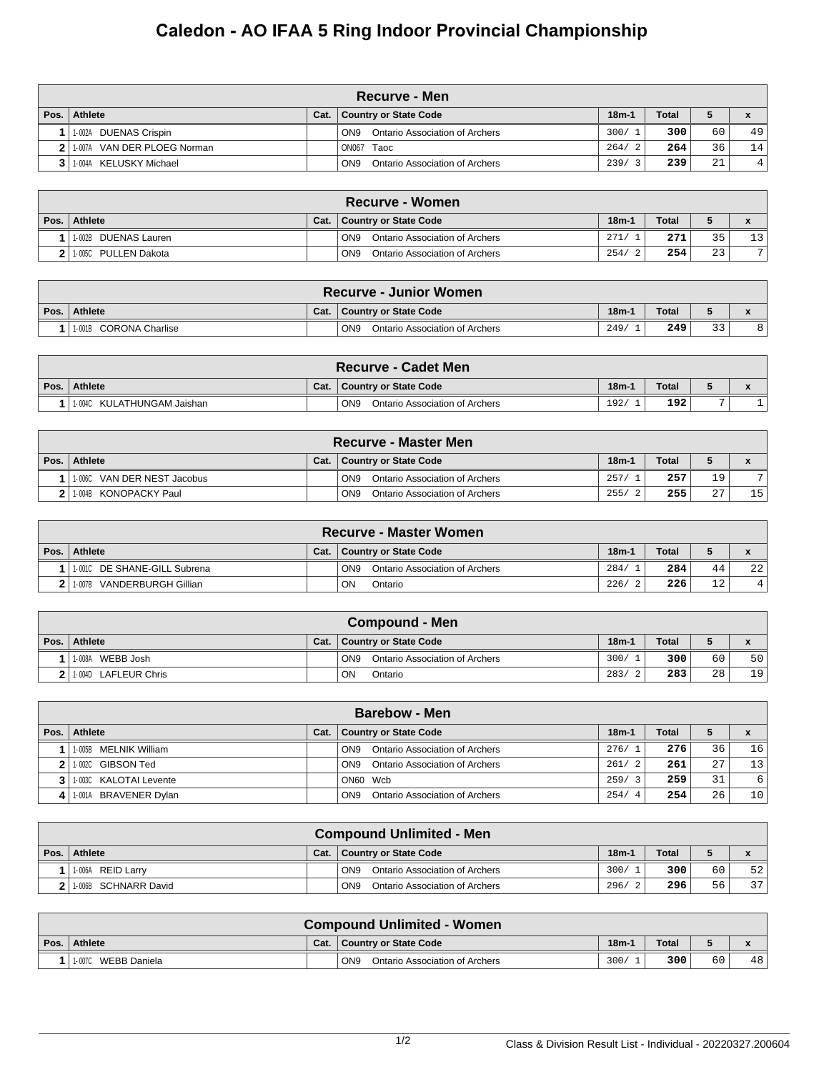# Caledon - AO IFAA 5 Ring Indoor Provincial Championship

| Recurve - Men | | | | | | | |
|---|---|---|---|---|---|---|---|
| **Pos.** | **Athlete** | **Cat.** | **Country or State Code** | **18m-1** | **Total** | **5** | **x** |
| 1 | 1-002A DUENAS Crispin | | ON9 Ontario Association of Archers | 300/ 1 | **300** | 60 | 49 |
| 2 | 1-007A VAN DER PLOEG Norman | | ON067 Taoc | 264/ 2 | **264** | 36 | 14 |
| 3 | 1-004A KELUSKY Michael | | ON9 Ontario Association of Archers | 239/ 3 | **239** | 21 | 4 |

| Recurve - Women | | | | | | | |
|---|---|---|---|---|---|---|---|
| **Pos.** | **Athlete** | **Cat.** | **Country or State Code** | **18m-1** | **Total** | **5** | **x** |
| 1 | 1-002B DUENAS Lauren | | ON9 Ontario Association of Archers | 271/ 1 | **271** | 35 | 13 |
| 2 | 1-005C PULLEN Dakota | | ON9 Ontario Association of Archers | 254/ 2 | **254** | 23 | 7 |

| Recurve - Junior Women | | | | | | | |
|---|---|---|---|---|---|---|---|
| **Pos.** | **Athlete** | **Cat.** | **Country or State Code** | **18m-1** | **Total** | **5** | **x** |
| 1 | 1-001B CORONA Charlise | | ON9 Ontario Association of Archers | 249/ 1 | **249** | 33 | 8 |

| Recurve - Cadet Men | | | | | | | |
|---|---|---|---|---|---|---|---|
| **Pos.** | **Athlete** | **Cat.** | **Country or State Code** | **18m-1** | **Total** | **5** | **x** |
| 1 | 1-004C KULATHUNGAM Jaishan | | ON9 Ontario Association of Archers | 192/ 1 | **192** | 7 | 1 |

| Recurve - Master Men | | | | | | | |
|---|---|---|---|---|---|---|---|
| **Pos.** | **Athlete** | **Cat.** | **Country or State Code** | **18m-1** | **Total** | **5** | **x** |
| 1 | 1-006C VAN DER NEST Jacobus | | ON9 Ontario Association of Archers | 257/ 1 | **257** | 19 | 7 |
| 2 | 1-004B KONOPACKY Paul | | ON9 Ontario Association of Archers | 255/ 2 | **255** | 27 | 15 |

| Recurve - Master Women | | | | | | | |
|---|---|---|---|---|---|---|---|
| **Pos.** | **Athlete** | **Cat.** | **Country or State Code** | **18m-1** | **Total** | **5** | **x** |
| 1 | 1-001C DE SHANE-GILL Subrena | | ON9 Ontario Association of Archers | 284/ 1 | **284** | 44 | 22 |
| 2 | 1-007B VANDERBURGH Gillian | | ON Ontario | 226/ 2 | **226** | 12 | 4 |

| Compound - Men | | | | | | | |
|---|---|---|---|---|---|---|---|
| **Pos.** | **Athlete** | **Cat.** | **Country or State Code** | **18m-1** | **Total** | **5** | **x** |
| 1 | 1-008A WEBB Josh | | ON9 Ontario Association of Archers | 300/ 1 | **300** | 60 | 50 |
| 2 | 1-004D LAFLEUR Chris | | ON Ontario | 283/ 2 | **283** | 28 | 19 |

| Barebow - Men | | | | | | | |
|---|---|---|---|---|---|---|---|
| **Pos.** | **Athlete** | **Cat.** | **Country or State Code** | **18m-1** | **Total** | **5** | **x** |
| 1 | 1-005B MELNIK William | | ON9 Ontario Association of Archers | 276/ 1 | **276** | 36 | 16 |
| 2 | 1-002C GIBSON Ted | | ON9 Ontario Association of Archers | 261/ 2 | **261** | 27 | 13 |
| 3 | 1-003C KALOTAI Levente | | ON60 Wcb | 259/ 3 | **259** | 31 | 6 |
| 4 | 1-001A BRAVENER Dylan | | ON9 Ontario Association of Archers | 254/ 4 | **254** | 26 | 10 |

| Compound Unlimited - Men | | | | | | | |
|---|---|---|---|---|---|---|---|
| **Pos.** | **Athlete** | **Cat.** | **Country or State Code** | **18m-1** | **Total** | **5** | **x** |
| 1 | 1-006A REID Larry | | ON9 Ontario Association of Archers | 300/ 1 | **300** | 60 | 52 |
| 2 | 1-006B SCHNARR David | | ON9 Ontario Association of Archers | 296/ 2 | **296** | 56 | 37 |

| Compound Unlimited - Women | | | | | | | |
|---|---|---|---|---|---|---|---|
| **Pos.** | **Athlete** | **Cat.** | **Country or State Code** | **18m-1** | **Total** | **5** | **x** |
| 1 | 1-007C WEBB Daniela | | ON9 Ontario Association of Archers | 300/ 1 | **300** | 60 | 48 |

Class & Division Result List - Individual - 20220327.200604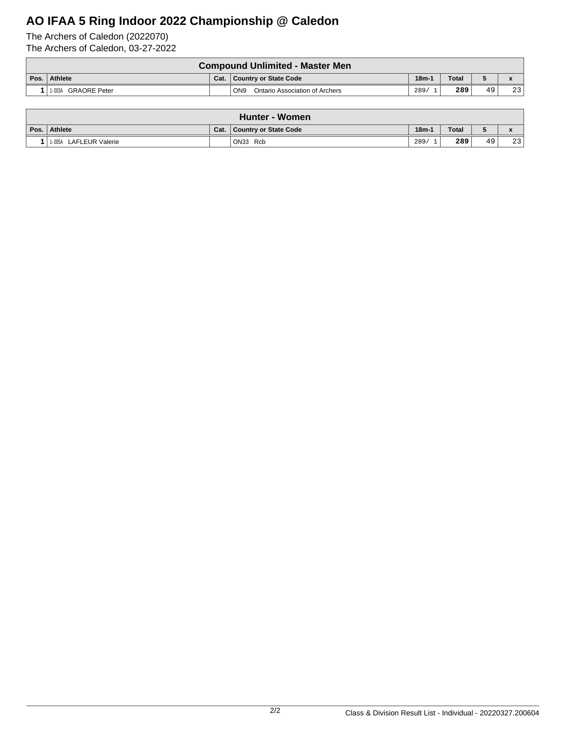# AO IFAA 5 Ring Indoor 2022 Championship @ Caledon

The Archers of Caledon (2022070)
The Archers of Caledon, 03-27-2022

| Compound Unlimited - Master Men | | | | | | | |
|---|---|---|---|---|---|---|---|
| **Pos.** | **Athlete** | **Cat.** | **Country or State Code** | **18m-1** | **Total** | **5** | **x** |
| **1** | 1-003A GRAORE Peter | | ON9 Ontario Association of Archers | 289/ 1 | **289** | 49 | 23 |

| Hunter - Women | | | | | | | |
|---|---|---|---|---|---|---|---|
| **Pos.** | **Athlete** | **Cat.** | **Country or State Code** | **18m-1** | **Total** | **5** | **x** |
| **1** | 1-005A LAFLEUR Valerie | | ON33 Rcb | 289/ 1 | **289** | 49 | 23 |

Class & Division Result List - Individual - 20220327.200604